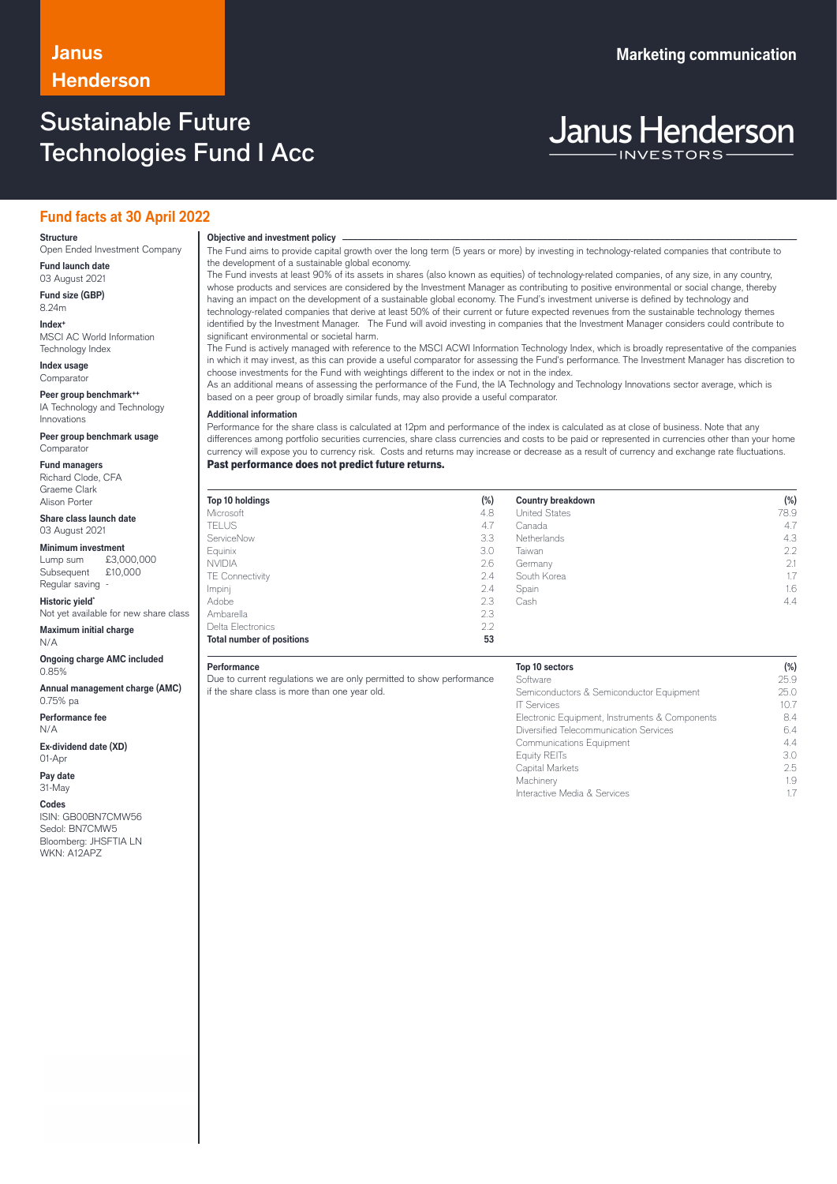Janus Henderson

Marketing communication

# Sustainable Future Technologies Fund I Acc

Janus Henderson INVESTORS

## Fund facts at 30 April 2022

**Structure**
Open Ended Investment Company

**Fund launch date**
03 August 2021

**Fund size (GBP)**
8.24m

**Index+**
MSCI AC World Information Technology Index

**Index usage**
Comparator

**Peer group benchmark++**
IA Technology and Technology Innovations

**Peer group benchmark usage**
Comparator

**Fund managers**
Richard Clode, CFA
Graeme Clark
Alison Porter

**Share class launch date**
03 August 2021

**Minimum investment**
Lump sum £3,000,000
Subsequent £10,000
Regular saving -

**Historic yield***
Not yet available for new share class

**Maximum initial charge**
N/A

**Ongoing charge AMC included**
0.85%

**Annual management charge (AMC)**
0.75% pa

**Performance fee**
N/A

**Ex-dividend date (XD)**
01-Apr

**Pay date**
31-May

**Codes**
ISIN: GB00BN7CMW56
Sedol: BN7CMW5
Bloomberg: JHSFTIA LN
WKN: A12APZ

### Objective and investment policy

The Fund aims to provide capital growth over the long term (5 years or more) by investing in technology-related companies that contribute to the development of a sustainable global economy.

The Fund invests at least 90% of its assets in shares (also known as equities) of technology-related companies, of any size, in any country, whose products and services are considered by the Investment Manager as contributing to positive environmental or social change, thereby having an impact on the development of a sustainable global economy. The Fund's investment universe is defined by technology and technology-related companies that derive at least 50% of their current or future expected revenues from the sustainable technology themes identified by the Investment Manager. The Fund will avoid investing in companies that the Investment Manager considers could contribute to significant environmental or societal harm.

The Fund is actively managed with reference to the MSCI ACWI Information Technology Index, which is broadly representative of the companies in which it may invest, as this can provide a useful comparator for assessing the Fund's performance. The Investment Manager has discretion to choose investments for the Fund with weightings different to the index or not in the index.

As an additional means of assessing the performance of the Fund, the IA Technology and Technology Innovations sector average, which is based on a peer group of broadly similar funds, may also provide a useful comparator.

### Additional information

Performance for the share class is calculated at 12pm and performance of the index is calculated as at close of business. Note that any differences among portfolio securities currencies, share class currencies and costs to be paid or represented in currencies other than your home currency will expose you to currency risk. Costs and returns may increase or decrease as a result of currency and exchange rate fluctuations.

**Past performance does not predict future returns.**

| Top 10 holdings | (%) |
|---|---|
| Microsoft | 4.8 |
| TELUS | 4.7 |
| ServiceNow | 3.3 |
| Equinix | 3.0 |
| NVIDIA | 2.6 |
| TE Connectivity | 2.4 |
| Impinj | 2.4 |
| Adobe | 2.3 |
| Ambarella | 2.3 |
| Delta Electronics | 2.2 |
| **Total number of positions** | **53** |

| Country breakdown | (%) |
|---|---|
| United States | 78.9 |
| Canada | 4.7 |
| Netherlands | 4.3 |
| Taiwan | 2.2 |
| Germany | 2.1 |
| South Korea | 1.7 |
| Spain | 1.6 |
| Cash | 4.4 |

### Performance

Due to current regulations we are only permitted to show performance if the share class is more than one year old.

| Top 10 sectors | (%) |
|---|---|
| Software | 25.9 |
| Semiconductors & Semiconductor Equipment | 25.0 |
| IT Services | 10.7 |
| Electronic Equipment, Instruments & Components | 8.4 |
| Diversified Telecommunication Services | 6.4 |
| Communications Equipment | 4.4 |
| Equity REITs | 3.0 |
| Capital Markets | 2.5 |
| Machinery | 1.9 |
| Interactive Media & Services | 1.7 |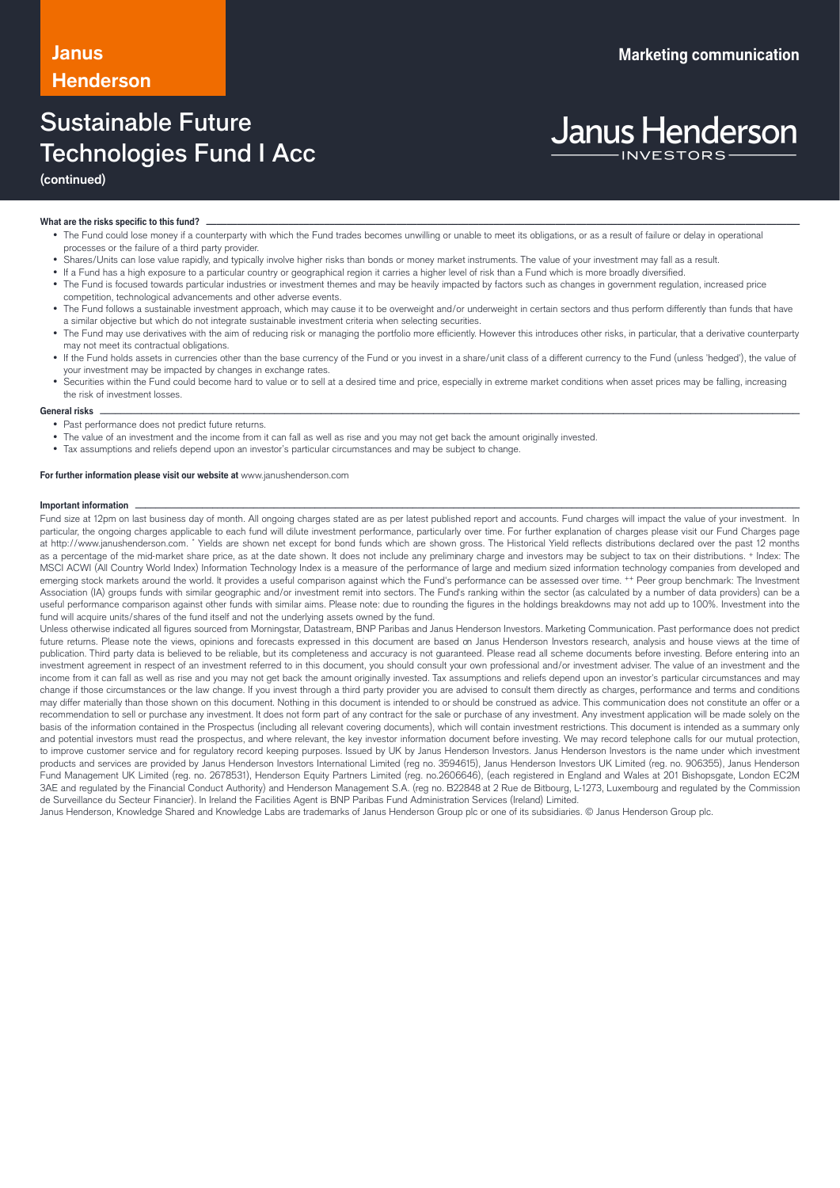# Sustainable Future Technologies Fund I Acc

(continued)

Marketing communication

**What are the risks specific to this fund?**

- The Fund could lose money if a counterparty with which the Fund trades becomes unwilling or unable to meet its obligations, or as a result of failure or delay in operational processes or the failure of a third party provider.
- Shares/Units can lose value rapidly, and typically involve higher risks than bonds or money market instruments. The value of your investment may fall as a result.
- If a Fund has a high exposure to a particular country or geographical region it carries a higher level of risk than a Fund which is more broadly diversified.
- The Fund is focused towards particular industries or investment themes and may be heavily impacted by factors such as changes in government regulation, increased price competition, technological advancements and other adverse events.
- The Fund follows a sustainable investment approach, which may cause it to be overweight and/or underweight in certain sectors and thus perform differently than funds that have a similar objective but which do not integrate sustainable investment criteria when selecting securities.
- The Fund may use derivatives with the aim of reducing risk or managing the portfolio more efficiently. However this introduces other risks, in particular, that a derivative counterparty may not meet its contractual obligations.
- If the Fund holds assets in currencies other than the base currency of the Fund or you invest in a share/unit class of a different currency to the Fund (unless 'hedged'), the value of your investment may be impacted by changes in exchange rates.
- Securities within the Fund could become hard to value or to sell at a desired time and price, especially in extreme market conditions when asset prices may be falling, increasing the risk of investment losses.

**General risks**

- Past performance does not predict future returns.
- The value of an investment and the income from it can fall as well as rise and you may not get back the amount originally invested.
- Tax assumptions and reliefs depend upon an investor's particular circumstances and may be subject to change.

**For further information please visit our website at** www.janushenderson.com

**Important information**

Fund size at 12pm on last business day of month. All ongoing charges stated are as per latest published report and accounts. Fund charges will impact the value of your investment. In particular, the ongoing charges applicable to each fund will dilute investment performance, particularly over time. For further explanation of charges please visit our Fund Charges page at http://www.janushenderson.com. * Yields are shown net except for bond funds which are shown gross. The Historical Yield reflects distributions declared over the past 12 months as a percentage of the mid-market share price, as at the date shown. It does not include any preliminary charge and investors may be subject to tax on their distributions. + Index: The MSCI ACWI (All Country World Index) Information Technology Index is a measure of the performance of large and medium sized information technology companies from developed and emerging stock markets around the world. It provides a useful comparison against which the Fund's performance can be assessed over time. ++ Peer group benchmark: The Investment Association (IA) groups funds with similar geographic and/or investment remit into sectors. The Fund's ranking within the sector (as calculated by a number of data providers) can be a useful performance comparison against other funds with similar aims. Please note: due to rounding the figures in the holdings breakdowns may not add up to 100%. Investment into the fund will acquire units/shares of the fund itself and not the underlying assets owned by the fund.

Unless otherwise indicated all figures sourced from Morningstar, Datastream, BNP Paribas and Janus Henderson Investors. Marketing Communication. Past performance does not predict future returns. Please note the views, opinions and forecasts expressed in this document are based on Janus Henderson Investors research, analysis and house views at the time of publication. Third party data is believed to be reliable, but its completeness and accuracy is not guaranteed. Please read all scheme documents before investing. Before entering into an investment agreement in respect of an investment referred to in this document, you should consult your own professional and/or investment adviser. The value of an investment and the income from it can fall as well as rise and you may not get back the amount originally invested. Tax assumptions and reliefs depend upon an investor's particular circumstances and may change if those circumstances or the law change. If you invest through a third party provider you are advised to consult them directly as charges, performance and terms and conditions may differ materially than those shown on this document. Nothing in this document is intended to or should be construed as advice. This communication does not constitute an offer or a recommendation to sell or purchase any investment. It does not form part of any contract for the sale or purchase of any investment. Any investment application will be made solely on the basis of the information contained in the Prospectus (including all relevant covering documents), which will contain investment restrictions. This document is intended as a summary only and potential investors must read the prospectus, and where relevant, the key investor information document before investing. We may record telephone calls for our mutual protection, to improve customer service and for regulatory record keeping purposes. Issued by UK by Janus Henderson Investors. Janus Henderson Investors is the name under which investment products and services are provided by Janus Henderson Investors International Limited (reg no. 3594615), Janus Henderson Investors UK Limited (reg. no. 906355), Janus Henderson Fund Management UK Limited (reg. no. 2678531), Henderson Equity Partners Limited (reg. no.2606646), (each registered in England and Wales at 201 Bishopsgate, London EC2M 3AE and regulated by the Financial Conduct Authority) and Henderson Management S.A. (reg no. B22848 at 2 Rue de Bitbourg, L-1273, Luxembourg and regulated by the Commission de Surveillance du Secteur Financier). In Ireland the Facilities Agent is BNP Paribas Fund Administration Services (Ireland) Limited.

Janus Henderson, Knowledge Shared and Knowledge Labs are trademarks of Janus Henderson Group plc or one of its subsidiaries. © Janus Henderson Group plc.